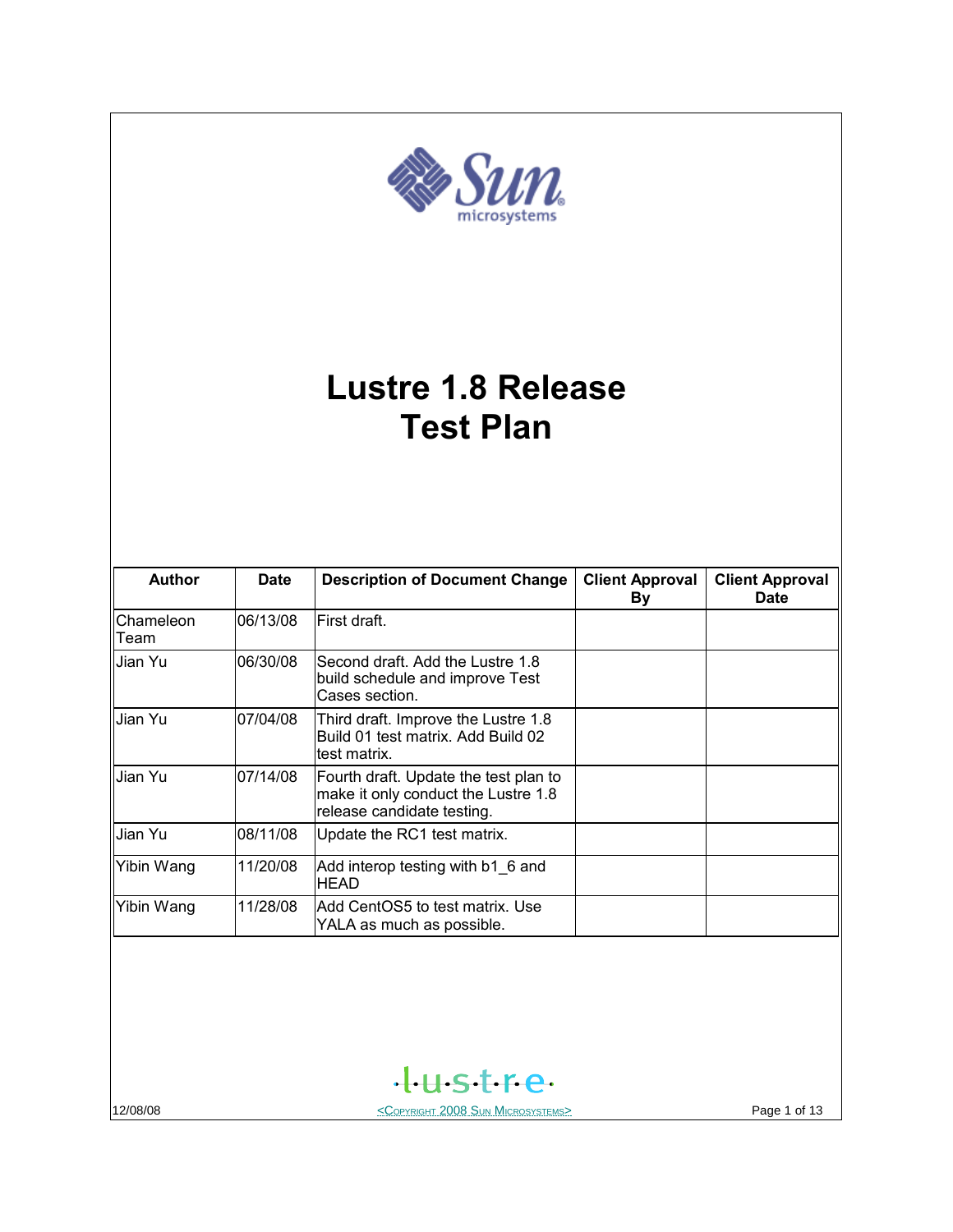# Lustre 1.8 Release Test Plan

| Author | Date | Description of Document Change | Client Approval By | Client Approval Date |
|---|---|---|---|---|
| Chameleon Team | 06/13/08 | First draft. | | |
| Jian Yu | 06/30/08 | Second draft. Add the Lustre 1.8 build schedule and improve Test Cases section. | | |
| Jian Yu | 07/04/08 | Third draft. Improve the Lustre 1.8 Build 01 test matrix. Add Build 02 test matrix. | | |
| Jian Yu | 07/14/08 | Fourth draft. Update the test plan to make it only conduct the Lustre 1.8 release candidate testing. | | |
| Jian Yu | 08/11/08 | Update the RC1 test matrix. | | |
| Yibin Wang | 11/20/08 | Add interop testing with b1_6 and HEAD | | |
| Yibin Wang | 11/28/08 | Add CentOS5 to test matrix. Use YALA as much as possible. | | |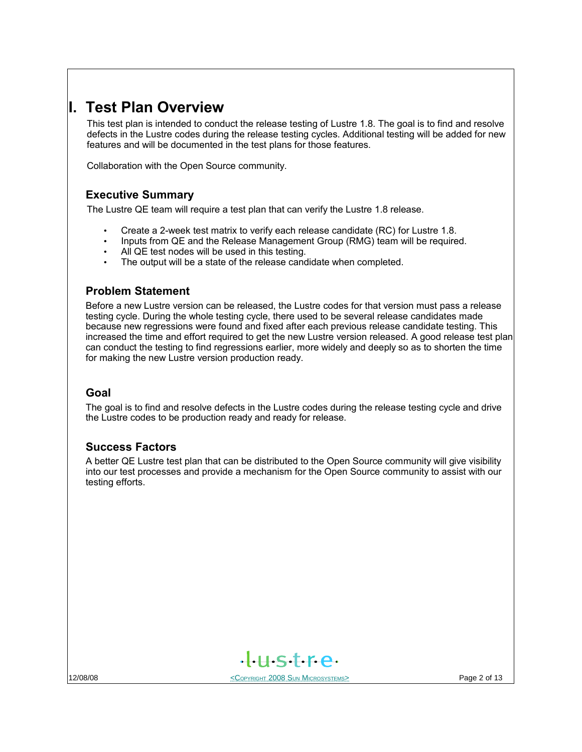# I. Test Plan Overview

This test plan is intended to conduct the release testing of Lustre 1.8. The goal is to find and resolve defects in the Lustre codes during the release testing cycles. Additional testing will be added for new features and will be documented in the test plans for those features.

Collaboration with the Open Source community.

## Executive Summary

The Lustre QE team will require a test plan that can verify the Lustre 1.8 release.

- Create a 2-week test matrix to verify each release candidate (RC) for Lustre 1.8.
- Inputs from QE and the Release Management Group (RMG) team will be required.
- All QE test nodes will be used in this testing.
- The output will be a state of the release candidate when completed.

## Problem Statement

Before a new Lustre version can be released, the Lustre codes for that version must pass a release testing cycle. During the whole testing cycle, there used to be several release candidates made because new regressions were found and fixed after each previous release candidate testing. This increased the time and effort required to get the new Lustre version released. A good release test plan can conduct the testing to find regressions earlier, more widely and deeply so as to shorten the time for making the new Lustre version production ready.

## Goal

The goal is to find and resolve defects in the Lustre codes during the release testing cycle and drive the Lustre codes to be production ready and ready for release.

## Success Factors

A better QE Lustre test plan that can be distributed to the Open Source community will give visibility into our test processes and provide a mechanism for the Open Source community to assist with our testing efforts.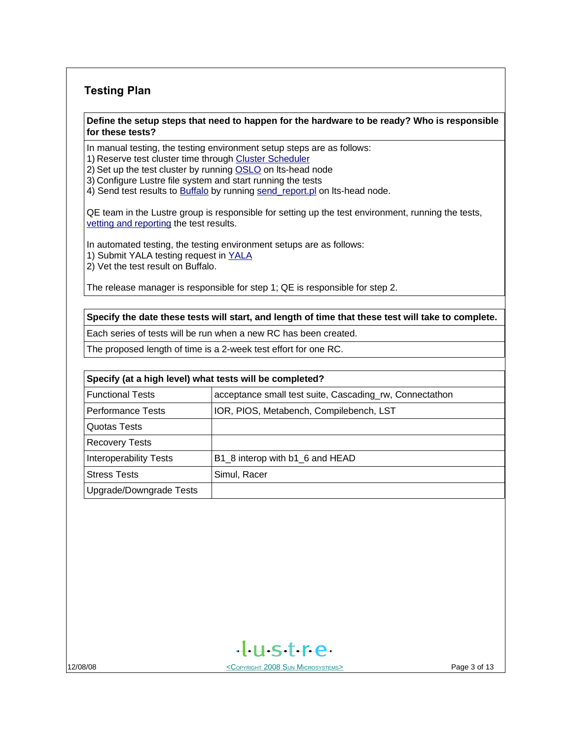## Testing Plan

| Define the setup steps that need to happen for the hardware to be ready? Who is responsible for these tests? |
|---|
| In manual testing, the testing environment setup steps are as follows:<br>1) Reserve test cluster time through Cluster Scheduler<br>2) Set up the test cluster by running OSLO on lts-head node<br>3) Configure Lustre file system and start running the tests<br>4) Send test results to Buffalo by running send_report.pl on lts-head node.<br><br>QE team in the Lustre group is responsible for setting up the test environment, running the tests, vetting and reporting the test results.<br><br>In automated testing, the testing environment setups are as follows:<br>1) Submit YALA testing request in YALA<br>2) Vet the test result on Buffalo.<br><br>The release manager is responsible for step 1; QE is responsible for step 2. |

| Specify the date these tests will start, and length of time that these test will take to complete. |
|---|
| Each series of tests will be run when a new RC has been created. |
| The proposed length of time is a 2-week test effort for one RC. |

| Specify (at a high level) what tests will be completed? | |
|---|---|
| Functional Tests | acceptance small test suite, Cascading_rw, Connectathon |
| Performance Tests | IOR, PIOS, Metabench, Compilebench, LST |
| Quotas Tests | |
| Recovery Tests | |
| Interoperability Tests | B1_8 interop with b1_6 and HEAD |
| Stress Tests | Simul, Racer |
| Upgrade/Downgrade Tests | |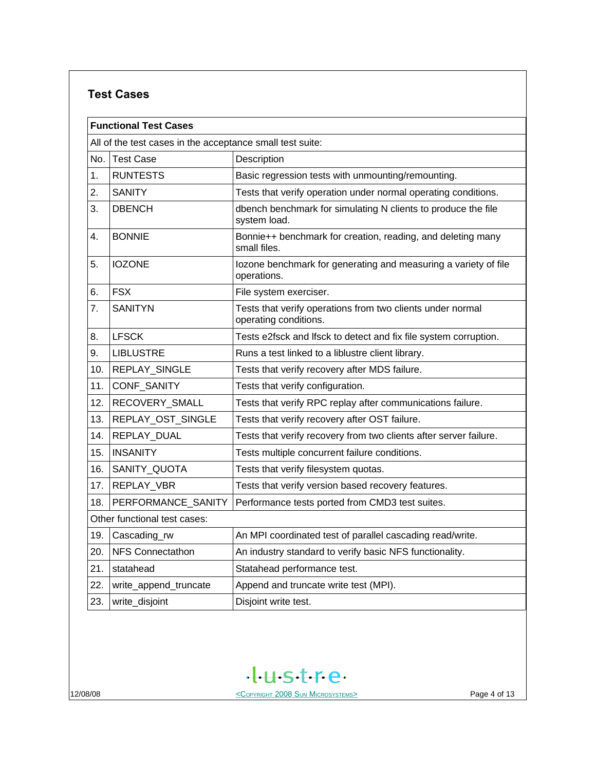## Test Cases

| **Functional Test Cases** | | |
|---|---|---|
| All of the test cases in the acceptance small test suite: | | |
| No. | Test Case | Description |
| 1. | RUNTESTS | Basic regression tests with unmounting/remounting. |
| 2. | SANITY | Tests that verify operation under normal operating conditions. |
| 3. | DBENCH | dbench benchmark for simulating N clients to produce the file system load. |
| 4. | BONNIE | Bonnie++ benchmark for creation, reading, and deleting many small files. |
| 5. | IOZONE | Iozone benchmark for generating and measuring a variety of file operations. |
| 6. | FSX | File system exerciser. |
| 7. | SANITYN | Tests that verify operations from two clients under normal operating conditions. |
| 8. | LFSCK | Tests e2fsck and lfsck to detect and fix file system corruption. |
| 9. | LIBLUSTRE | Runs a test linked to a liblustre client library. |
| 10. | REPLAY_SINGLE | Tests that verify recovery after MDS failure. |
| 11. | CONF_SANITY | Tests that verify configuration. |
| 12. | RECOVERY_SMALL | Tests that verify RPC replay after communications failure. |
| 13. | REPLAY_OST_SINGLE | Tests that verify recovery after OST failure. |
| 14. | REPLAY_DUAL | Tests that verify recovery from two clients after server failure. |
| 15. | INSANITY | Tests multiple concurrent failure conditions. |
| 16. | SANITY_QUOTA | Tests that verify filesystem quotas. |
| 17. | REPLAY_VBR | Tests that verify version based recovery features. |
| 18. | PERFORMANCE_SANITY | Performance tests ported from CMD3 test suites. |
| Other functional test cases: | | |
| 19. | Cascading_rw | An MPI coordinated test of parallel cascading read/write. |
| 20. | NFS Connectathon | An industry standard to verify basic NFS functionality. |
| 21. | statahead | Statahead performance test. |
| 22. | write_append_truncate | Append and truncate write test (MPI). |
| 23. | write_disjoint | Disjoint write test. |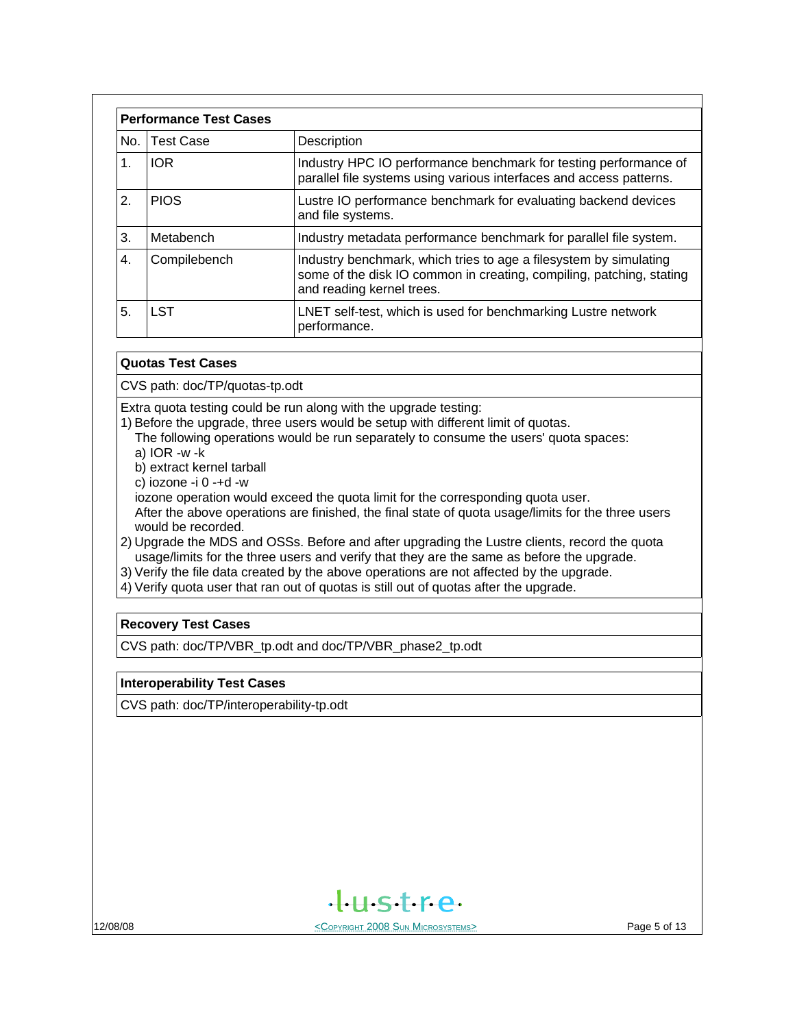| Performance Test Cases | | |
|---|---|---|
| No. | Test Case | Description |
| 1. | IOR | Industry HPC IO performance benchmark for testing performance of parallel file systems using various interfaces and access patterns. |
| 2. | PIOS | Lustre IO performance benchmark for evaluating backend devices and file systems. |
| 3. | Metabench | Industry metadata performance benchmark for parallel file system. |
| 4. | Compilebench | Industry benchmark, which tries to age a filesystem by simulating some of the disk IO common in creating, compiling, patching, stating and reading kernel trees. |
| 5. | LST | LNET self-test, which is used for benchmarking Lustre network performance. |

**Quotas Test Cases**

CVS path: doc/TP/quotas-tp.odt

Extra quota testing could be run along with the upgrade testing:

1) Before the upgrade, three users would be setup with different limit of quotas.
   The following operations would be run separately to consume the users' quota spaces:
   a) IOR -w -k
   b) extract kernel tarball
   c) iozone -i 0 -+d -w
   iozone operation would exceed the quota limit for the corresponding quota user.
   After the above operations are finished, the final state of quota usage/limits for the three users would be recorded.
2) Upgrade the MDS and OSSs. Before and after upgrading the Lustre clients, record the quota usage/limits for the three users and verify that they are the same as before the upgrade.
3) Verify the file data created by the above operations are not affected by the upgrade.
4) Verify quota user that ran out of quotas is still out of quotas after the upgrade.

**Recovery Test Cases**

CVS path: doc/TP/VBR_tp.odt and doc/TP/VBR_phase2_tp.odt

**Interoperability Test Cases**

CVS path: doc/TP/interoperability-tp.odt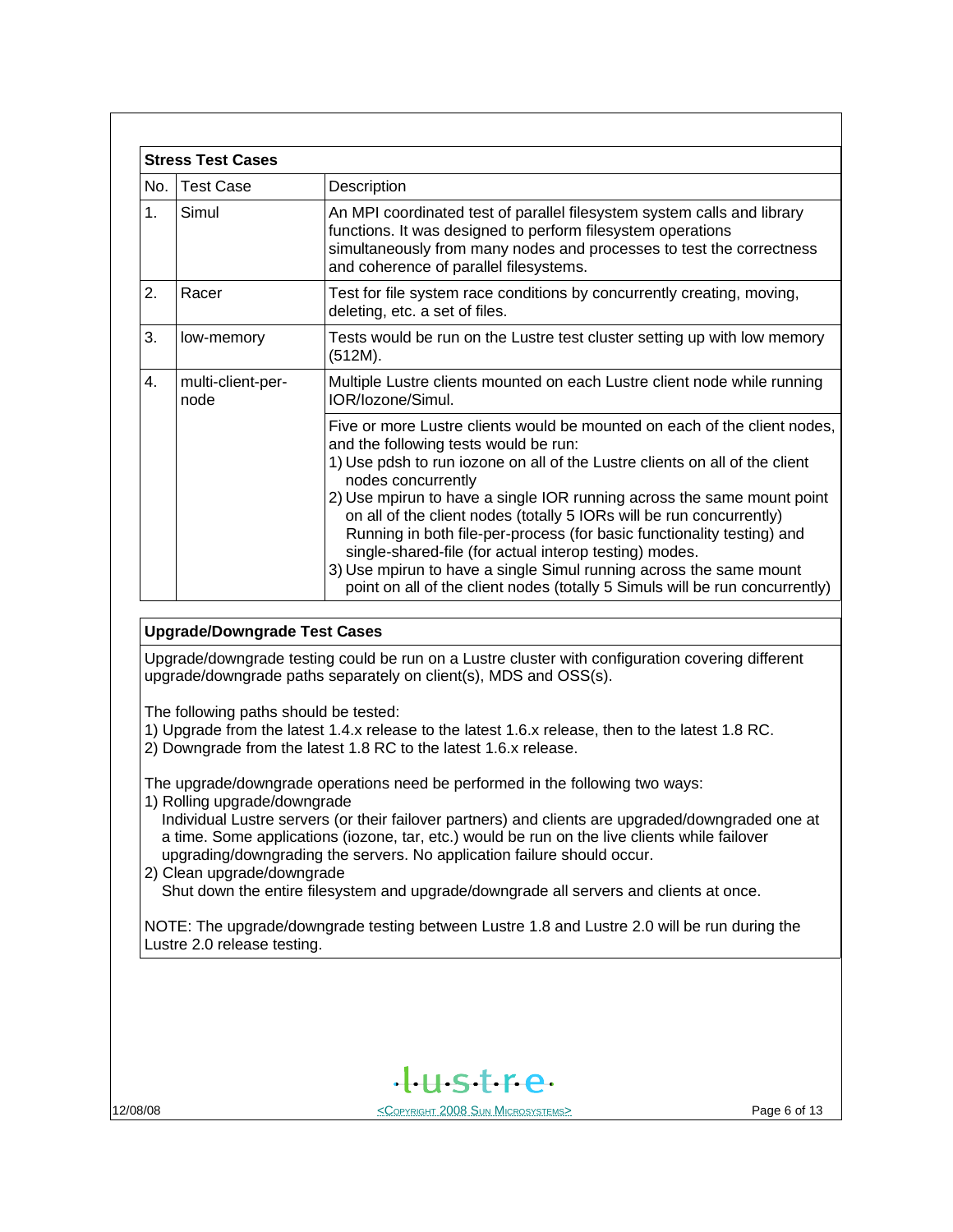| Stress Test Cases | | |
|---|---|---|
| No. | Test Case | Description |
| 1. | Simul | An MPI coordinated test of parallel filesystem system calls and library functions. It was designed to perform filesystem operations simultaneously from many nodes and processes to test the correctness and coherence of parallel filesystems. |
| 2. | Racer | Test for file system race conditions by concurrently creating, moving, deleting, etc. a set of files. |
| 3. | low-memory | Tests would be run on the Lustre test cluster setting up with low memory (512M). |
| 4. | multi-client-per-node | Multiple Lustre clients mounted on each Lustre client node while running IOR/Iozone/Simul. |
| | | Five or more Lustre clients would be mounted on each of the client nodes, and the following tests would be run:<br>1) Use pdsh to run iozone on all of the Lustre clients on all of the client nodes concurrently<br>2) Use mpirun to have a single IOR running across the same mount point on all of the client nodes (totally 5 IORs will be run concurrently) Running in both file-per-process (for basic functionality testing) and single-shared-file (for actual interop testing) modes.<br>3) Use mpirun to have a single Simul running across the same mount point on all of the client nodes (totally 5 Simuls will be run concurrently) |

### Upgrade/Downgrade Test Cases

Upgrade/downgrade testing could be run on a Lustre cluster with configuration covering different upgrade/downgrade paths separately on client(s), MDS and OSS(s).

The following paths should be tested:

1) Upgrade from the latest 1.4.x release to the latest 1.6.x release, then to the latest 1.8 RC.
2) Downgrade from the latest 1.8 RC to the latest 1.6.x release.

The upgrade/downgrade operations need be performed in the following two ways:

1) Rolling upgrade/downgrade
   Individual Lustre servers (or their failover partners) and clients are upgraded/downgraded one at a time. Some applications (iozone, tar, etc.) would be run on the live clients while failover upgrading/downgrading the servers. No application failure should occur.
2) Clean upgrade/downgrade
   Shut down the entire filesystem and upgrade/downgrade all servers and clients at once.

NOTE: The upgrade/downgrade testing between Lustre 1.8 and Lustre 2.0 will be run during the Lustre 2.0 release testing.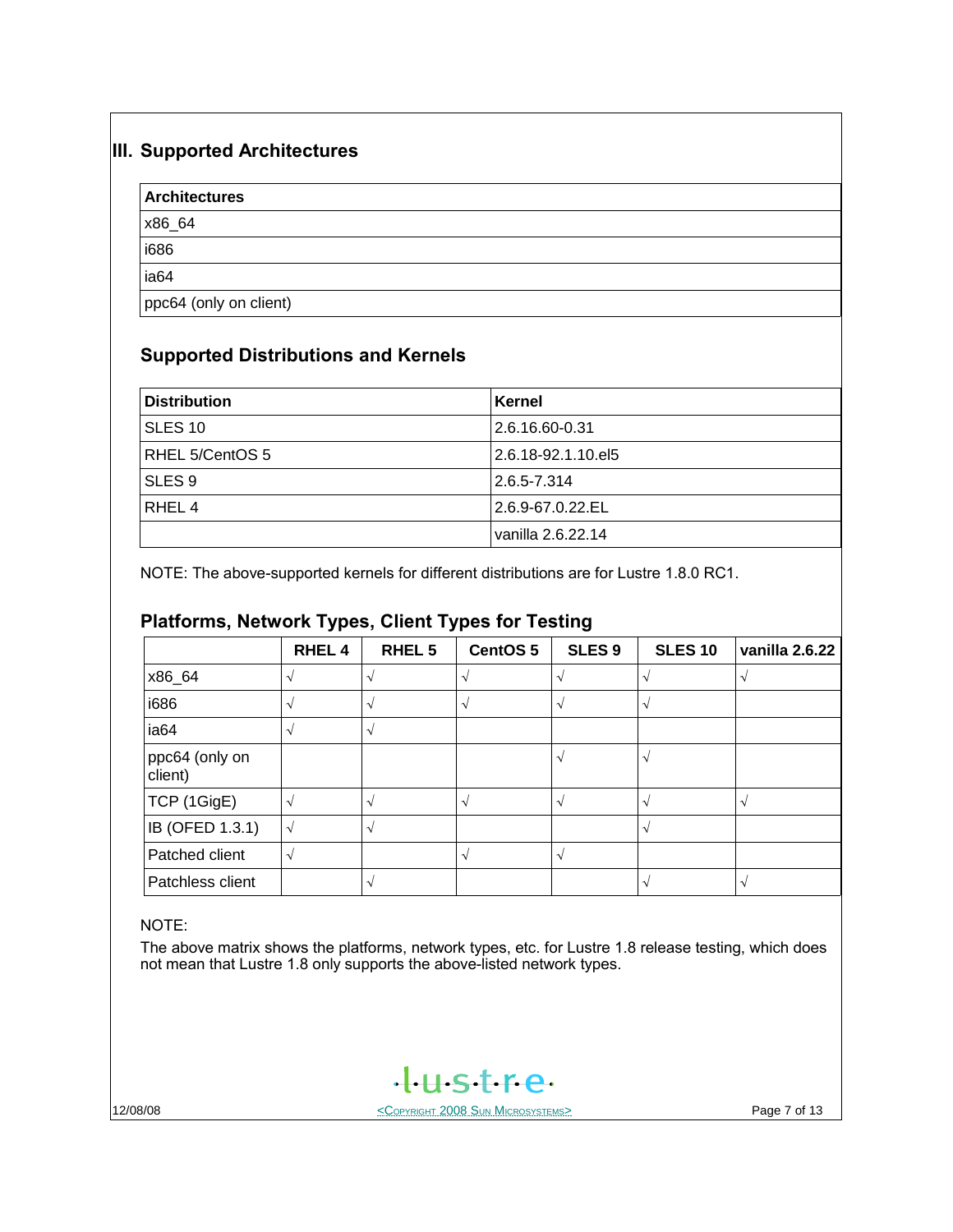## III. Supported Architectures

| Architectures |
|---|
| x86_64 |
| i686 |
| ia64 |
| ppc64 (only on client) |

### Supported Distributions and Kernels

| Distribution | Kernel |
|---|---|
| SLES 10 | 2.6.16.60-0.31 |
| RHEL 5/CentOS 5 | 2.6.18-92.1.10.el5 |
| SLES 9 | 2.6.5-7.314 |
| RHEL 4 | 2.6.9-67.0.22.EL |
| | vanilla 2.6.22.14 |

NOTE: The above-supported kernels for different distributions are for Lustre 1.8.0 RC1.

### Platforms, Network Types, Client Types for Testing

| | RHEL 4 | RHEL 5 | CentOS 5 | SLES 9 | SLES 10 | vanilla 2.6.22 |
|---|---|---|---|---|---|---|
| x86_64 | √ | √ | √ | √ | √ | √ |
| i686 | √ | √ | √ | √ | √ | |
| ia64 | √ | √ | | | | |
| ppc64 (only on client) | | | | √ | √ | |
| TCP (1GigE) | √ | √ | √ | √ | √ | √ |
| IB (OFED 1.3.1) | √ | √ | | | √ | |
| Patched client | √ | | √ | √ | | |
| Patchless client | | √ | | | √ | √ |

NOTE:

The above matrix shows the platforms, network types, etc. for Lustre 1.8 release testing, which does not mean that Lustre 1.8 only supports the above-listed network types.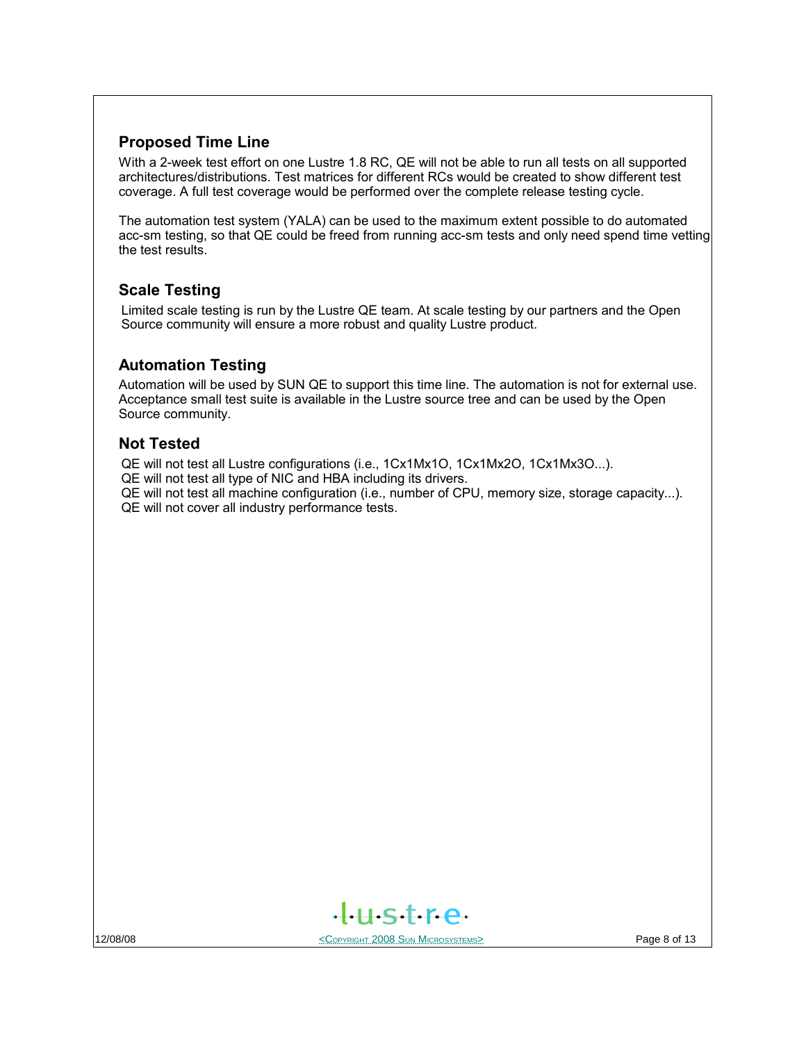## Proposed Time Line

With a 2-week test effort on one Lustre 1.8 RC, QE will not be able to run all tests on all supported architectures/distributions. Test matrices for different RCs would be created to show different test coverage. A full test coverage would be performed over the complete release testing cycle.

The automation test system (YALA) can be used to the maximum extent possible to do automated acc-sm testing, so that QE could be freed from running acc-sm tests and only need spend time vetting the test results.

## Scale Testing

Limited scale testing is run by the Lustre QE team. At scale testing by our partners and the Open Source community will ensure a more robust and quality Lustre product.

## Automation Testing

Automation will be used by SUN QE to support this time line. The automation is not for external use. Acceptance small test suite is available in the Lustre source tree and can be used by the Open Source community.

## Not Tested

QE will not test all Lustre configurations (i.e., 1Cx1Mx1O, 1Cx1Mx2O, 1Cx1Mx3O...).
QE will not test all type of NIC and HBA including its drivers.
QE will not test all machine configuration (i.e., number of CPU, memory size, storage capacity...).
QE will not cover all industry performance tests.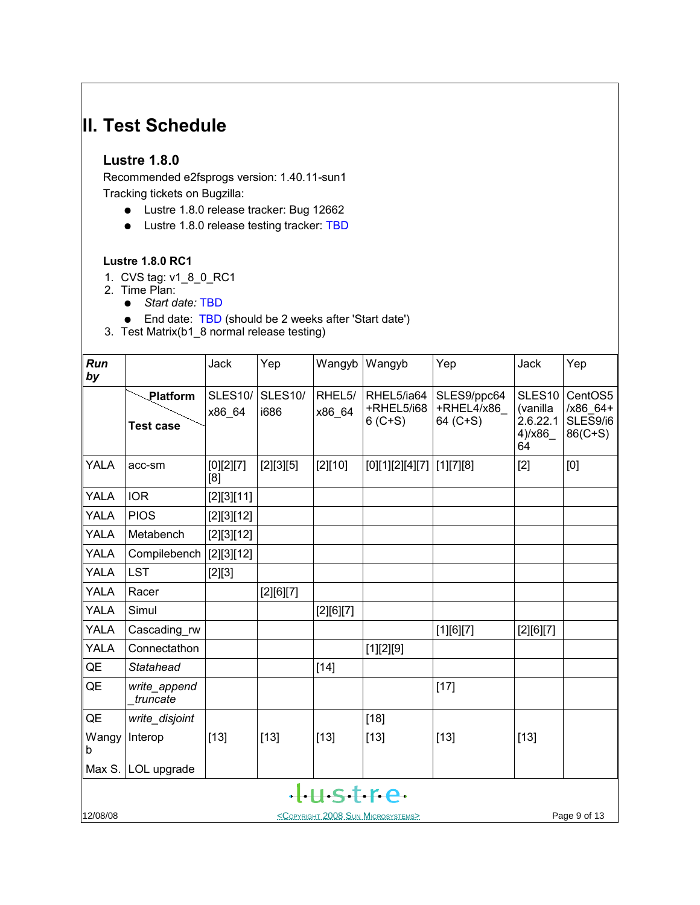# II. Test Schedule

## Lustre 1.8.0

Recommended e2fsprogs version: 1.40.11-sun1

Tracking tickets on Bugzilla:

- Lustre 1.8.0 release tracker: Bug 12662
- Lustre 1.8.0 release testing tracker: TBD

### Lustre 1.8.0 RC1

1. CVS tag: v1_8_0_RC1
2. Time Plan:
   - *Start date:* TBD
   - End date: TBD (should be 2 weeks after 'Start date')
3. Test Matrix(b1_8 normal release testing)

| ***Run by*** | | Jack | Yep | Wangyb | Wangyb | Yep | Jack | Yep |
|---|---|---|---|---|---|---|---|---|
| | **Platform** / **Test case** | SLES10/ x86_64 | SLES10/ i686 | RHEL5/ x86_64 | RHEL5/ia64 +RHEL5/i686 (C+S) | SLES9/ppc64 +RHEL4/x86_64 (C+S) | SLES10 (vanilla 2.6.22.14)/x86_64 | CentOS5 /x86_64+ SLES9/i686(C+S) |
| YALA | acc-sm | [0][2][7][8] | [2][3][5] | [2][10] | [0][1][2][4][7] | [1][7][8] | [2] | [0] |
| YALA | IOR | [2][3][11] | | | | | | |
| YALA | PIOS | [2][3][12] | | | | | | |
| YALA | Metabench | [2][3][12] | | | | | | |
| YALA | Compilebench | [2][3][12] | | | | | | |
| YALA | LST | [2][3] | | | | | | |
| YALA | Racer | | [2][6][7] | | | | | |
| YALA | Simul | | | [2][6][7] | | | | |
| YALA | Cascading_rw | | | | | [1][6][7] | [2][6][7] | |
| YALA | Connectathon | | | | [1][2][9] | | | |
| QE | *Statahead* | | | [14] | | | | |
| QE | *write_append_truncate* | | | | | [17] | | |
| QE | *write_disjoint* | | | | [18] | | | |
| Wangyb | Interop | [13] | [13] | [13] | [13] | [13] | [13] | |
| Max S. | LOL upgrade | | | | | | | |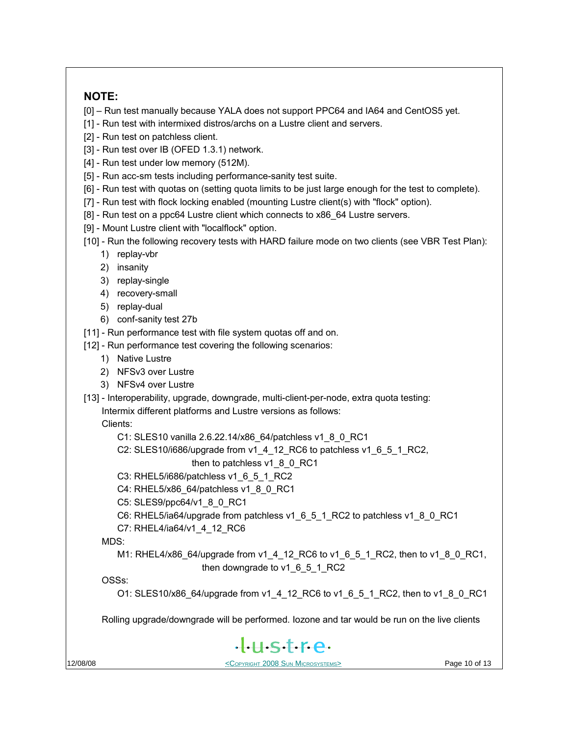## NOTE:

[0] – Run test manually because YALA does not support PPC64 and IA64 and CentOS5 yet.

[1] - Run test with intermixed distros/archs on a Lustre client and servers.

[2] - Run test on patchless client.

[3] - Run test over IB (OFED 1.3.1) network.

[4] - Run test under low memory (512M).

[5] - Run acc-sm tests including performance-sanity test suite.

[6] - Run test with quotas on (setting quota limits to be just large enough for the test to complete).

[7] - Run test with flock locking enabled (mounting Lustre client(s) with "flock" option).

[8] - Run test on a ppc64 Lustre client which connects to x86_64 Lustre servers.

[9] - Mount Lustre client with "localflock" option.

[10] - Run the following recovery tests with HARD failure mode on two clients (see VBR Test Plan):

1) replay-vbr
2) insanity
3) replay-single
4) recovery-small
5) replay-dual
6) conf-sanity test 27b

[11] - Run performance test with file system quotas off and on.

[12] - Run performance test covering the following scenarios:

1) Native Lustre
2) NFSv3 over Lustre
3) NFSv4 over Lustre

[13] - Interoperability, upgrade, downgrade, multi-client-per-node, extra quota testing:

Intermix different platforms and Lustre versions as follows:

Clients:

- C1: SLES10 vanilla 2.6.22.14/x86_64/patchless v1_8_0_RC1
- C2: SLES10/i686/upgrade from v1_4_12_RC6 to patchless v1_6_5_1_RC2, then to patchless v1_8_0_RC1
- C3: RHEL5/i686/patchless v1_6_5_1_RC2
- C4: RHEL5/x86_64/patchless v1_8_0_RC1
- C5: SLES9/ppc64/v1_8_0_RC1
- C6: RHEL5/ia64/upgrade from patchless v1_6_5_1_RC2 to patchless v1_8_0_RC1
- C7: RHEL4/ia64/v1_4_12_RC6

MDS:

- M1: RHEL4/x86_64/upgrade from v1_4_12_RC6 to v1_6_5_1_RC2, then to v1_8_0_RC1, then downgrade to v1_6_5_1_RC2

OSSs:

- O1: SLES10/x86_64/upgrade from v1_4_12_RC6 to v1_6_5_1_RC2, then to v1_8_0_RC1

Rolling upgrade/downgrade will be performed. Iozone and tar would be run on the live clients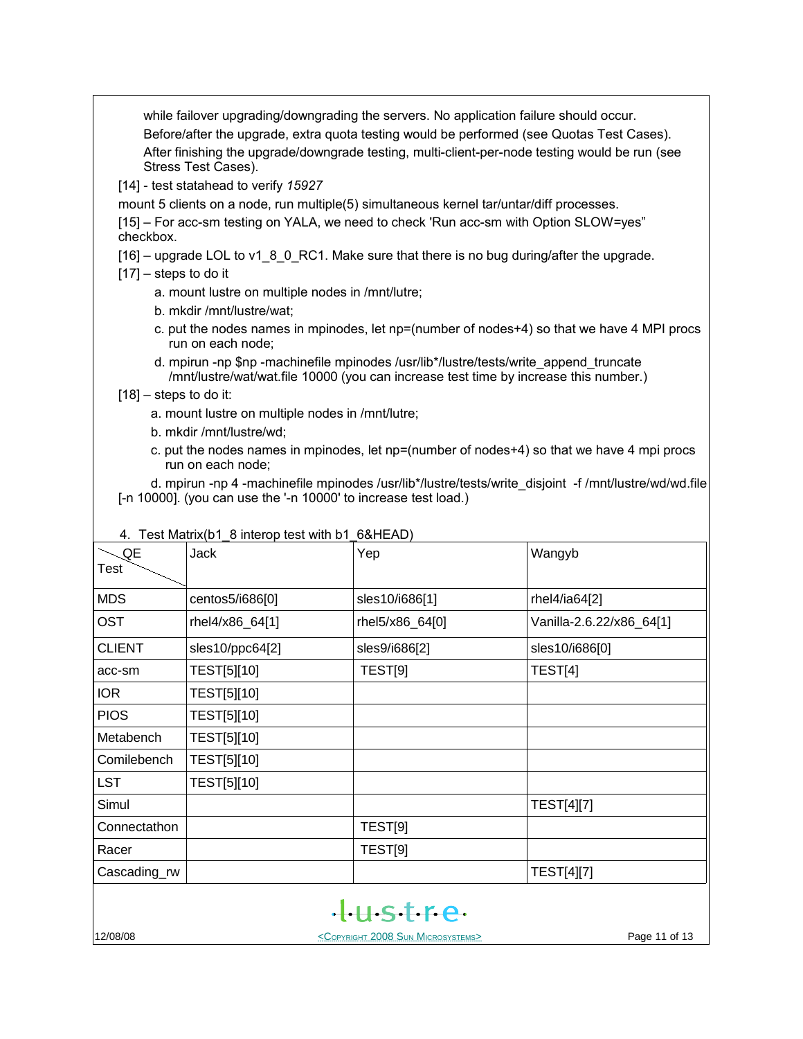while failover upgrading/downgrading the servers. No application failure should occur.

Before/after the upgrade, extra quota testing would be performed (see Quotas Test Cases).

After finishing the upgrade/downgrade testing, multi-client-per-node testing would be run (see Stress Test Cases).

[14] - test statahead to verify *15927*

mount 5 clients on a node, run multiple(5) simultaneous kernel tar/untar/diff processes.

[15] – For acc-sm testing on YALA, we need to check 'Run acc-sm with Option SLOW=yes" checkbox.

[16] – upgrade LOL to v1_8_0_RC1. Make sure that there is no bug during/after the upgrade.

[17] – steps to do it

a. mount lustre on multiple nodes in /mnt/lutre;

b. mkdir /mnt/lustre/wat;

c. put the nodes names in mpinodes, let np=(number of nodes+4) so that we have 4 MPI procs run on each node;

d. mpirun -np $np -machinefile mpinodes /usr/lib*/lustre/tests/write_append_truncate /mnt/lustre/wat/wat.file 10000 (you can increase test time by increase this number.)

[18] – steps to do it:

a. mount lustre on multiple nodes in /mnt/lutre;

b. mkdir /mnt/lustre/wd;

c. put the nodes names in mpinodes, let np=(number of nodes+4) so that we have 4 mpi procs run on each node;

d. mpirun -np 4 -machinefile mpinodes /usr/lib*/lustre/tests/write_disjoint -f /mnt/lustre/wd/wd.file [-n 10000]. (you can use the '-n 10000' to increase test load.)

4. Test Matrix(b1_8 interop test with b1_6&HEAD)

| QE / Test | Jack | Yep | Wangyb |
|---|---|---|---|
| MDS | centos5/i686[0] | sles10/i686[1] | rhel4/ia64[2] |
| OST | rhel4/x86_64[1] | rhel5/x86_64[0] | Vanilla-2.6.22/x86_64[1] |
| CLIENT | sles10/ppc64[2] | sles9/i686[2] | sles10/i686[0] |
| acc-sm | TEST[5][10] | TEST[9] | TEST[4] |
| IOR | TEST[5][10] | | |
| PIOS | TEST[5][10] | | |
| Metabench | TEST[5][10] | | |
| Comilebench | TEST[5][10] | | |
| LST | TEST[5][10] | | |
| Simul | | | TEST[4][7] |
| Connectathon | | TEST[9] | |
| Racer | | TEST[9] | |
| Cascading_rw | | | TEST[4][7] |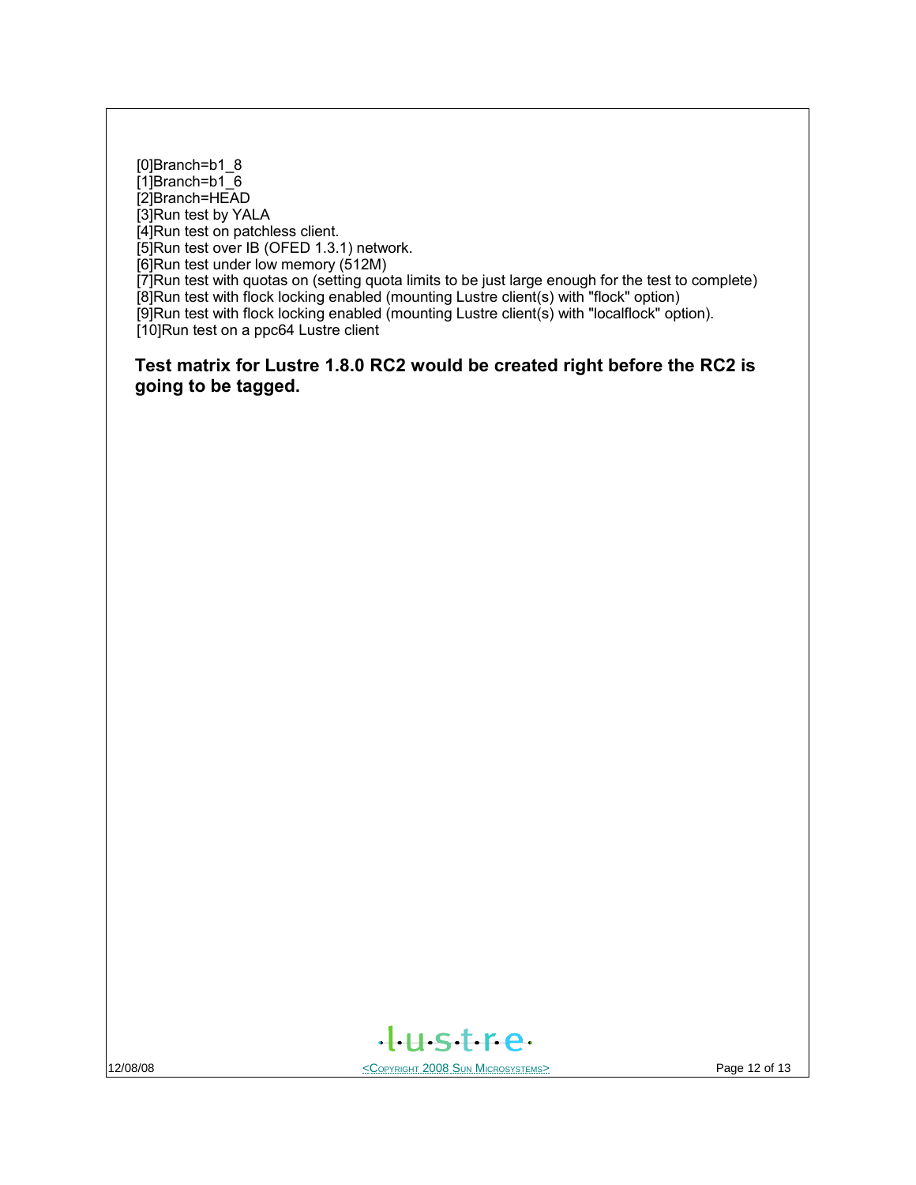[0]Branch=b1_8
[1]Branch=b1_6
[2]Branch=HEAD
[3]Run test by YALA
[4]Run test on patchless client.
[5]Run test over IB (OFED 1.3.1) network.
[6]Run test under low memory (512M)
[7]Run test with quotas on (setting quota limits to be just large enough for the test to complete)
[8]Run test with flock locking enabled (mounting Lustre client(s) with "flock" option)
[9]Run test with flock locking enabled (mounting Lustre client(s) with "localflock" option).
[10]Run test on a ppc64 Lustre client

**Test matrix for Lustre 1.8.0 RC2 would be created right before the RC2 is going to be tagged.**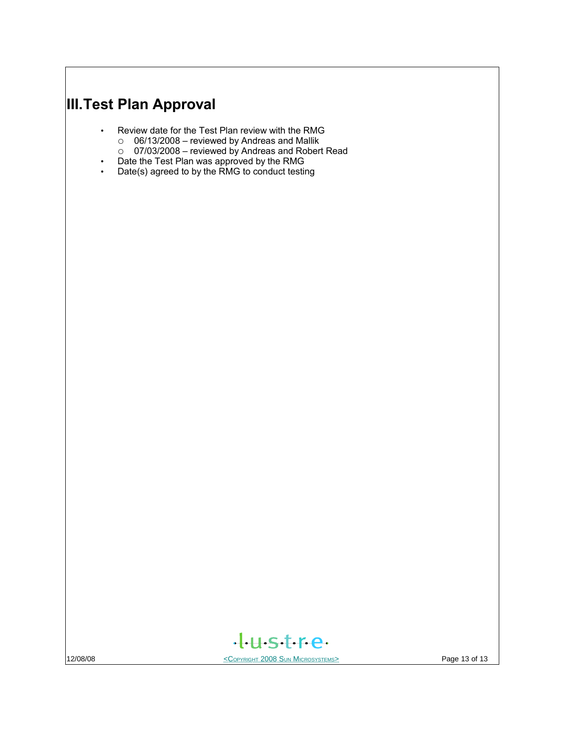# III. Test Plan Approval

- Review date for the Test Plan review with the RMG
  - 06/13/2008 – reviewed by Andreas and Mallik
  - 07/03/2008 – reviewed by Andreas and Robert Read
- Date the Test Plan was approved by the RMG
- Date(s) agreed to by the RMG to conduct testing